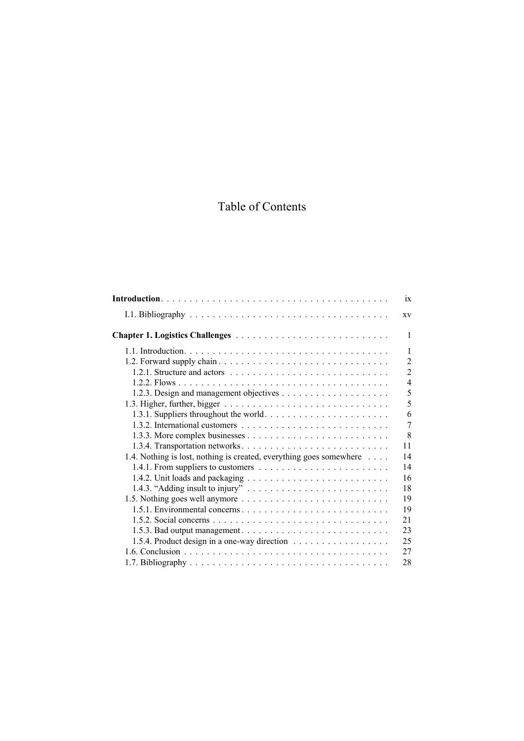# Table of Contents

| | |
|---|---|
| **Introduction** | ix |
| I.1. Bibliography | xv |
| **Chapter 1. Logistics Challenges** | 1 |
| 1.1. Introduction | 1 |
| 1.2. Forward supply chain | 2 |
| 1.2.1. Structure and actors | 2 |
| 1.2.2. Flows | 4 |
| 1.2.3. Design and management objectives | 5 |
| 1.3. Higher, further, bigger | 5 |
| 1.3.1. Suppliers throughout the world | 6 |
| 1.3.2. International customers | 7 |
| 1.3.3. More complex businesses | 8 |
| 1.3.4. Transportation networks | 11 |
| 1.4. Nothing is lost, nothing is created, everything goes somewhere | 14 |
| 1.4.1. From suppliers to customers | 14 |
| 1.4.2. Unit loads and packaging | 16 |
| 1.4.3. “Adding insult to injury” | 18 |
| 1.5. Nothing goes well anymore | 19 |
| 1.5.1. Environmental concerns | 19 |
| 1.5.2. Social concerns | 21 |
| 1.5.3. Bad output management | 23 |
| 1.5.4. Product design in a one-way direction | 25 |
| 1.6. Conclusion | 27 |
| 1.7. Bibliography | 28 |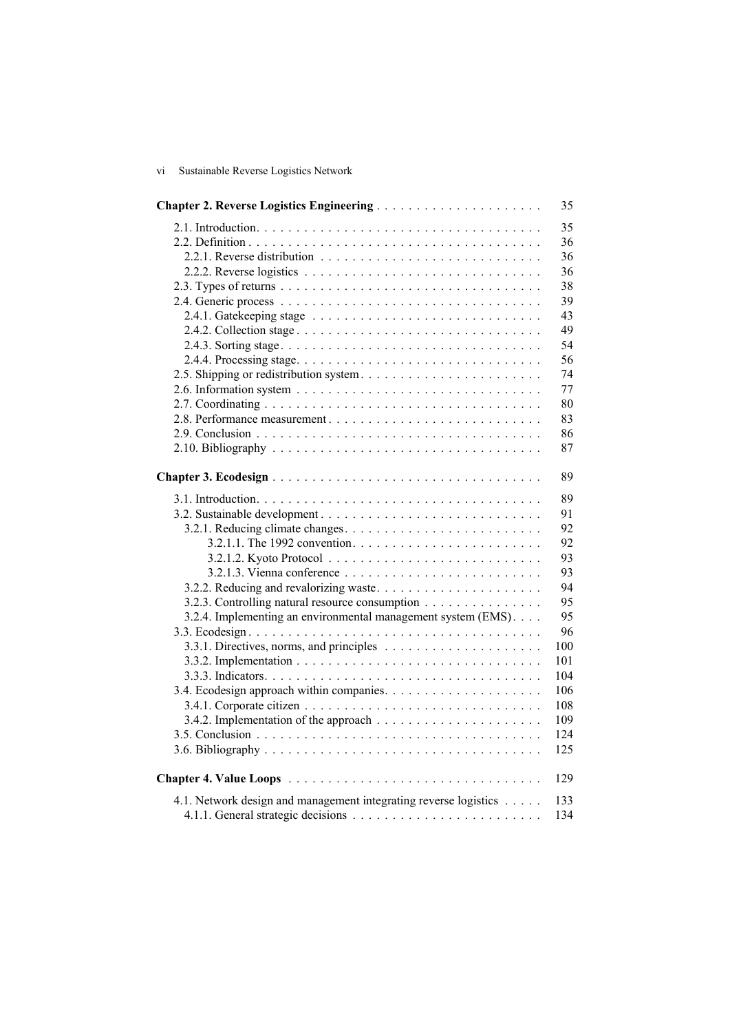**Chapter 2. Reverse Logistics Engineering** . . . . . . . . . . . . . . . . . . . . . 35

2.1. Introduction. . . . . . . . . . . . . . . . . . . . . . . . . . . . . . . . . . . . 35
2.2. Definition . . . . . . . . . . . . . . . . . . . . . . . . . . . . . . . . . . . . 36
  2.2.1. Reverse distribution . . . . . . . . . . . . . . . . . . . . . . . . . . . . 36
  2.2.2. Reverse logistics . . . . . . . . . . . . . . . . . . . . . . . . . . . . . . 36
2.3. Types of returns . . . . . . . . . . . . . . . . . . . . . . . . . . . . . . . . 38
2.4. Generic process . . . . . . . . . . . . . . . . . . . . . . . . . . . . . . . . 39
  2.4.1. Gatekeeping stage . . . . . . . . . . . . . . . . . . . . . . . . . . . . 43
  2.4.2. Collection stage . . . . . . . . . . . . . . . . . . . . . . . . . . . . . . 49
  2.4.3. Sorting stage. . . . . . . . . . . . . . . . . . . . . . . . . . . . . . . . 54
  2.4.4. Processing stage. . . . . . . . . . . . . . . . . . . . . . . . . . . . . . 56
2.5. Shipping or redistribution system. . . . . . . . . . . . . . . . . . . . . . . 74
2.6. Information system . . . . . . . . . . . . . . . . . . . . . . . . . . . . . . 77
2.7. Coordinating . . . . . . . . . . . . . . . . . . . . . . . . . . . . . . . . . . 80
2.8. Performance measurement . . . . . . . . . . . . . . . . . . . . . . . . . . . 83
2.9. Conclusion . . . . . . . . . . . . . . . . . . . . . . . . . . . . . . . . . . . 86
2.10. Bibliography . . . . . . . . . . . . . . . . . . . . . . . . . . . . . . . . . 87

**Chapter 3. Ecodesign** . . . . . . . . . . . . . . . . . . . . . . . . . . . . . . . . 89

3.1. Introduction. . . . . . . . . . . . . . . . . . . . . . . . . . . . . . . . . . . 89
3.2. Sustainable development . . . . . . . . . . . . . . . . . . . . . . . . . . . . 91
  3.2.1. Reducing climate changes. . . . . . . . . . . . . . . . . . . . . . . . . . 92
    3.2.1.1. The 1992 convention. . . . . . . . . . . . . . . . . . . . . . . . . . 92
    3.2.1.2. Kyoto Protocol . . . . . . . . . . . . . . . . . . . . . . . . . . . . 93
    3.2.1.3. Vienna conference . . . . . . . . . . . . . . . . . . . . . . . . . . 93
  3.2.2. Reducing and revalorizing waste. . . . . . . . . . . . . . . . . . . . . . 94
  3.2.3. Controlling natural resource consumption . . . . . . . . . . . . . . . . 95
  3.2.4. Implementing an environmental management system (EMS). . . . 95
3.3. Ecodesign . . . . . . . . . . . . . . . . . . . . . . . . . . . . . . . . . . . . 96
  3.3.1. Directives, norms, and principles . . . . . . . . . . . . . . . . . . . . . 100
  3.3.2. Implementation . . . . . . . . . . . . . . . . . . . . . . . . . . . . . . . 101
  3.3.3. Indicators. . . . . . . . . . . . . . . . . . . . . . . . . . . . . . . . . . . 104
3.4. Ecodesign approach within companies. . . . . . . . . . . . . . . . . . . . . 106
  3.4.1. Corporate citizen . . . . . . . . . . . . . . . . . . . . . . . . . . . . . . 108
  3.4.2. Implementation of the approach . . . . . . . . . . . . . . . . . . . . . . 109
3.5. Conclusion . . . . . . . . . . . . . . . . . . . . . . . . . . . . . . . . . . . 124
3.6. Bibliography . . . . . . . . . . . . . . . . . . . . . . . . . . . . . . . . . . 125

**Chapter 4. Value Loops** . . . . . . . . . . . . . . . . . . . . . . . . . . . . . . . 129

4.1. Network design and management integrating reverse logistics . . . . . 133
  4.1.1. General strategic decisions . . . . . . . . . . . . . . . . . . . . . . . . 134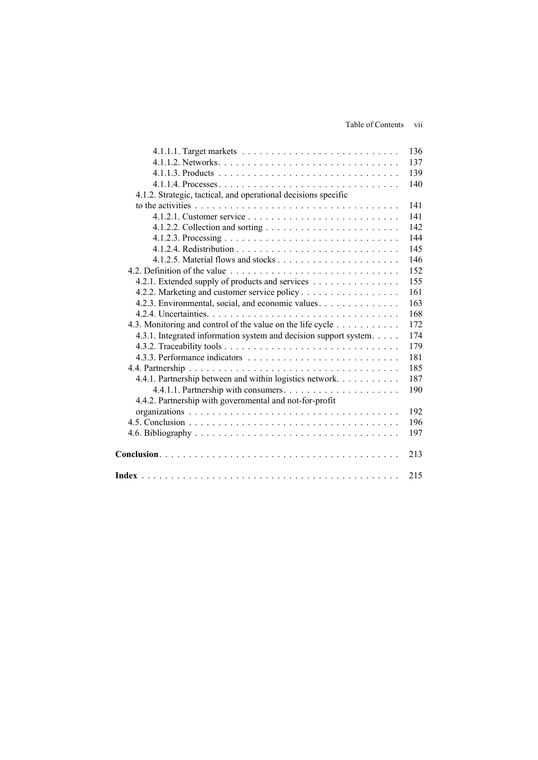4.1.1.1. Target markets . . . . . . . . . . . . . . . . . . . . . . . . . . . 136
4.1.1.2. Networks . . . . . . . . . . . . . . . . . . . . . . . . . . . . . . . 137
4.1.1.3. Products . . . . . . . . . . . . . . . . . . . . . . . . . . . . . . . 139
4.1.1.4. Processes . . . . . . . . . . . . . . . . . . . . . . . . . . . . . . . 140
4.1.2. Strategic, tactical, and operational decisions specific to the activities . . . . . . . . . . . . . . . . . . . . . . . . . . . . . . . . . . . 141
4.1.2.1. Customer service . . . . . . . . . . . . . . . . . . . . . . . . . . 141
4.1.2.2. Collection and sorting . . . . . . . . . . . . . . . . . . . . . . . 142
4.1.2.3. Processing . . . . . . . . . . . . . . . . . . . . . . . . . . . . . . 144
4.1.2.4. Redistribution . . . . . . . . . . . . . . . . . . . . . . . . . . . . 145
4.1.2.5. Material flows and stocks . . . . . . . . . . . . . . . . . . . . . 146
4.2. Definition of the value . . . . . . . . . . . . . . . . . . . . . . . . . . . . 152
4.2.1. Extended supply of products and services . . . . . . . . . . . . . . . 155
4.2.2. Marketing and customer service policy . . . . . . . . . . . . . . . . . 161
4.2.3. Environmental, social, and economic values . . . . . . . . . . . . . . 163
4.2.4. Uncertainties . . . . . . . . . . . . . . . . . . . . . . . . . . . . . . . . 168
4.3. Monitoring and control of the value on the life cycle . . . . . . . . . . . 172
4.3.1. Integrated information system and decision support system . . . . . 174
4.3.2. Traceability tools . . . . . . . . . . . . . . . . . . . . . . . . . . . . . 179
4.3.3. Performance indicators . . . . . . . . . . . . . . . . . . . . . . . . . . 181
4.4. Partnership . . . . . . . . . . . . . . . . . . . . . . . . . . . . . . . . . . . 185
4.4.1. Partnership between and within logistics network . . . . . . . . . . . 187
4.4.1.1. Partnership with consumers . . . . . . . . . . . . . . . . . . . . 190
4.4.2. Partnership with governmental and not-for-profit organizations . . . . . . . . . . . . . . . . . . . . . . . . . . . . . . . . . . . 192
4.5. Conclusion . . . . . . . . . . . . . . . . . . . . . . . . . . . . . . . . . . . 196
4.6. Bibliography . . . . . . . . . . . . . . . . . . . . . . . . . . . . . . . . . . 197

**Conclusion** . . . . . . . . . . . . . . . . . . . . . . . . . . . . . . . . . . . . . . 213

**Index** . . . . . . . . . . . . . . . . . . . . . . . . . . . . . . . . . . . . . . . . 215